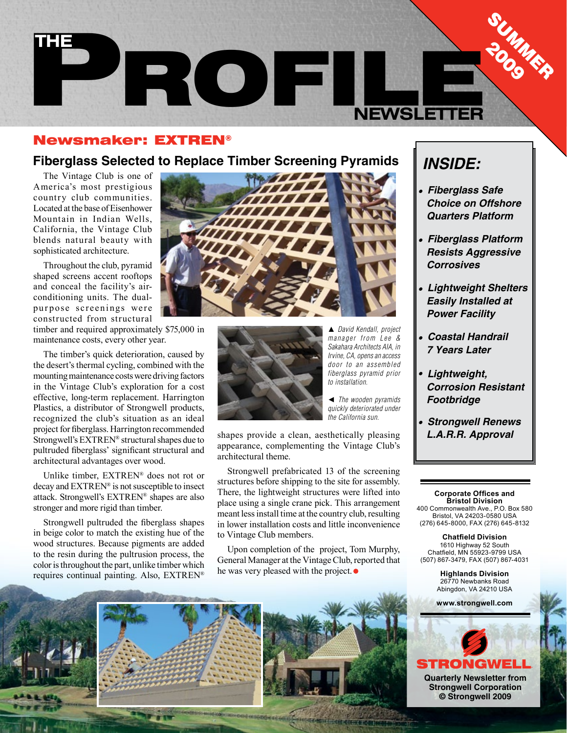# THE PROFILE NEWSLETTER

SUMMER 2009

## Newsmaker: EXTREN®

### Fiberglass Selected to Replace Timber Screening Pyramids

The Vintage Club is one of America's most prestigious country club communities. Located at the base of Eisenhower Mountain in Indian Wells, California, the Vintage Club blends natural beauty with sophisticated architecture.

Throughout the club, pyramid shaped screens accent rooftops and conceal the facility's air-conditioning units. The dual-purpose screenings were constructed from structural timber and required approximately $75,000 in maintenance costs, every other year.

The timber's quick deterioration, caused by the desert's thermal cycling, combined with the mounting maintenance costs were driving factors in the Vintage Club's exploration for a cost effective, long-term replacement. Harrington Plastics, a distributor of Strongwell products, recognized the club's situation as an ideal project for fiberglass. Harrington recommended Strongwell's EXTREN® structural shapes due to pultruded fiberglass' significant structural and architectural advantages over wood.

Unlike timber, EXTREN® does not rot or decay and EXTREN® is not susceptible to insect attack. Strongwell's EXTREN® shapes are also stronger and more rigid than timber.

Strongwell pultruded the fiberglass shapes in beige color to match the existing hue of the wood structures. Because pigments are added to the resin during the pultrusion process, the color is throughout the part, unlike timber which requires continual painting. Also, EXTREN® shapes provide a clean, aesthetically pleasing appearance, complementing the Vintage Club's architectural theme.

*▲ David Kendall, project manager from Lee & Sakahara Architects AIA, in Irvine, CA, opens an access door to an assembled fiberglass pyramid prior to installation.*

*◄ The wooden pyramids quickly deteriorated under the California sun.*

Strongwell prefabricated 13 of the screening structures before shipping to the site for assembly. There, the lightweight structures were lifted into place using a single crane pick. This arrangement meant less install time at the country club, resulting in lower installation costs and little inconvenience to Vintage Club members.

Upon completion of the project, Tom Murphy, General Manager at the Vintage Club, reported that he was very pleased with the project.

## INSIDE:

- **Fiberglass Safe Choice on Offshore Quarters Platform**
- **Fiberglass Platform Resists Aggressive Corrosives**
- **Lightweight Shelters Easily Installed at Power Facility**
- **Coastal Handrail 7 Years Later**
- **Lightweight, Corrosion Resistant Footbridge**
- **Strongwell Renews L.A.R.R. Approval**

**Corporate Offices and Bristol Division**
400 Commonwealth Ave., P.O. Box 580
Bristol, VA 24203-0580 USA
(276) 645-8000, FAX (276) 645-8132

**Chatfield Division**
1610 Highway 52 South
Chatfield, MN 55923-9799 USA
(507) 867-3479, FAX (507) 867-4031

**Highlands Division**
26770 Newbanks Road
Abingdon, VA 24210 USA

**www.strongwell.com**

STRONGWELL

**Quarterly Newsletter from Strongwell Corporation**
**© Strongwell 2009**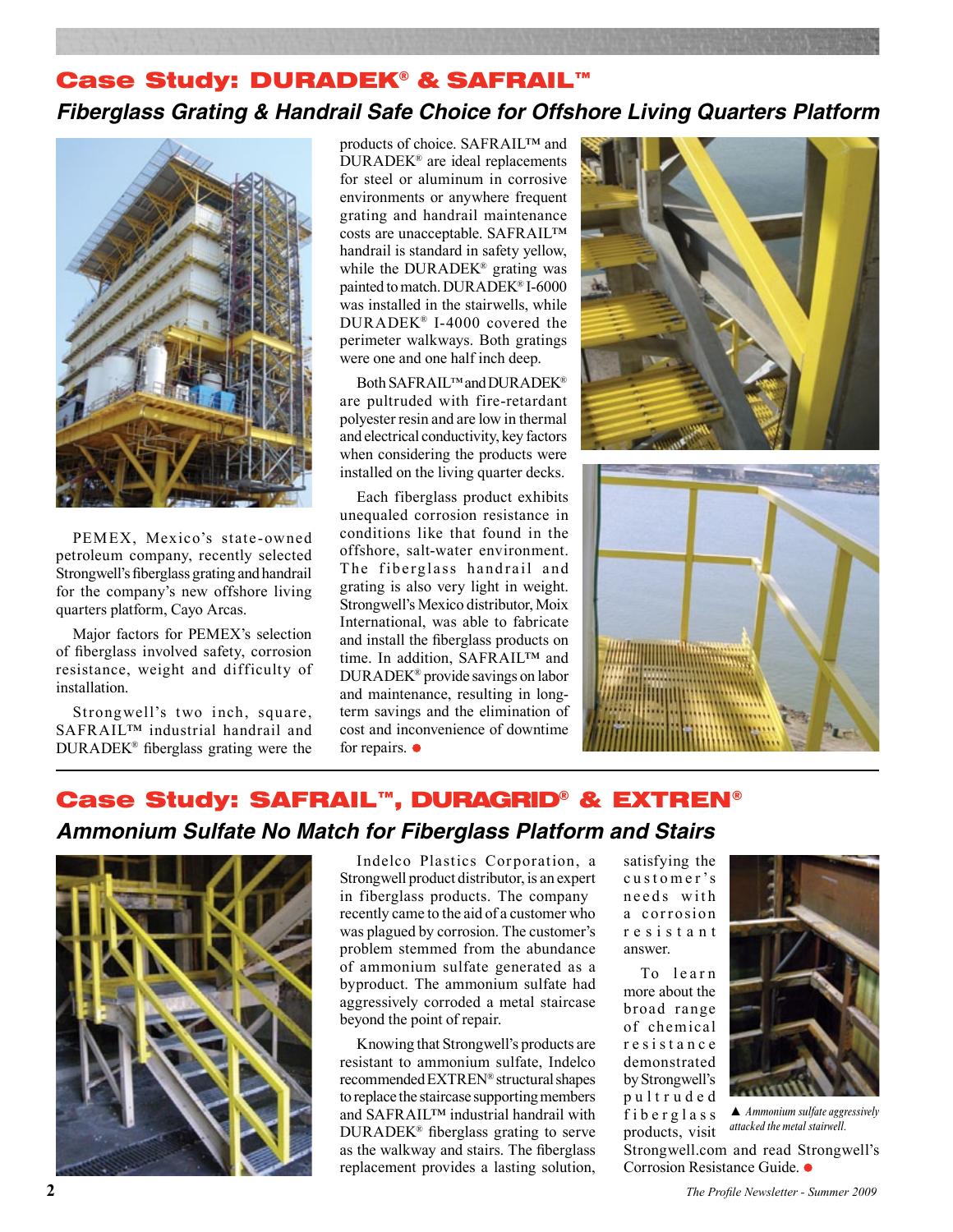## Case Study: DURADEK® & SAFRAIL™

### *Fiberglass Grating & Handrail Safe Choice for Offshore Living Quarters Platform*

PEMEX, Mexico's state-owned petroleum company, recently selected Strongwell's fiberglass grating and handrail for the company's new offshore living quarters platform, Cayo Arcas.

Major factors for PEMEX's selection of fiberglass involved safety, corrosion resistance, weight and difficulty of installation.

Strongwell's two inch, square, SAFRAIL™ industrial handrail and DURADEK® fiberglass grating were the products of choice. SAFRAIL™ and DURADEK® are ideal replacements for steel or aluminum in corrosive environments or anywhere frequent grating and handrail maintenance costs are unacceptable. SAFRAIL™ handrail is standard in safety yellow, while the DURADEK® grating was painted to match. DURADEK® I-6000 was installed in the stairwells, while DURADEK® I-4000 covered the perimeter walkways. Both gratings were one and one half inch deep.

Both SAFRAIL™ and DURADEK® are pultruded with fire-retardant polyester resin and are low in thermal and electrical conductivity, key factors when considering the products were installed on the living quarter decks.

Each fiberglass product exhibits unequaled corrosion resistance in conditions like that found in the offshore, salt-water environment. The fiberglass handrail and grating is also very light in weight. Strongwell's Mexico distributor, Moix International, was able to fabricate and install the fiberglass products on time. In addition, SAFRAIL™ and DURADEK® provide savings on labor and maintenance, resulting in long-term savings and the elimination of cost and inconvenience of downtime for repairs. ●

---

## Case Study: SAFRAIL™, DURAGRID® & EXTREN®

### *Ammonium Sulfate No Match for Fiberglass Platform and Stairs*

Indelco Plastics Corporation, a Strongwell product distributor, is an expert in fiberglass products. The company recently came to the aid of a customer who was plagued by corrosion. The customer's problem stemmed from the abundance of ammonium sulfate generated as a byproduct. The ammonium sulfate had aggressively corroded a metal staircase beyond the point of repair.

Knowing that Strongwell's products are resistant to ammonium sulfate, Indelco recommended EXTREN® structural shapes to replace the staircase supporting members and SAFRAIL™ industrial handrail with DURADEK® fiberglass grating to serve as the walkway and stairs. The fiberglass replacement provides a lasting solution, satisfying the customer's needs with a corrosion resistant answer.

To learn more about the broad range of chemical resistance demonstrated by Strongwell's pultruded fiberglass products, visit Strongwell.com and read Strongwell's Corrosion Resistance Guide. ●

▲ *Ammonium sulfate aggressively attacked the metal stairwell.*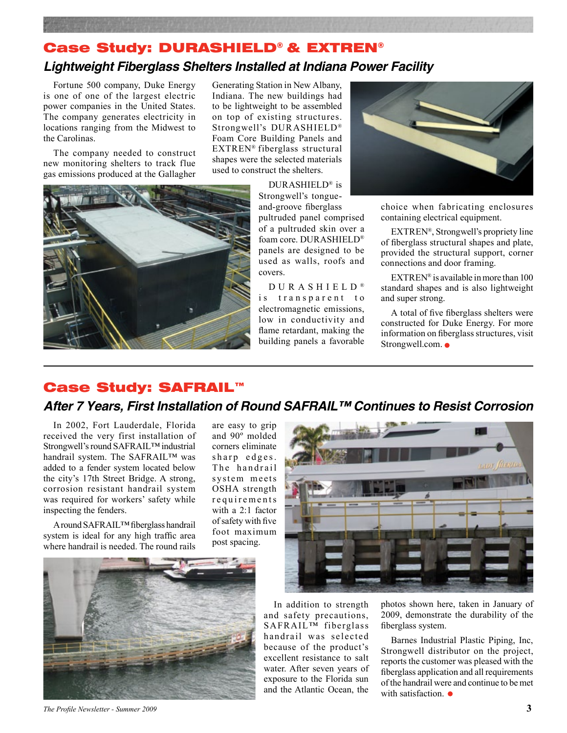## Case Study: DURASHIELD® & EXTREN®

### *Lightweight Fiberglass Shelters Installed at Indiana Power Facility*

Fortune 500 company, Duke Energy is one of one of the largest electric power companies in the United States. The company generates electricity in locations ranging from the Midwest to the Carolinas.

The company needed to construct new monitoring shelters to track flue gas emissions produced at the Gallagher Generating Station in New Albany, Indiana. The new buildings had to be lightweight to be assembled on top of existing structures. Strongwell's DURASHIELD® Foam Core Building Panels and EXTREN® fiberglass structural shapes were the selected materials used to construct the shelters.

DURASHIELD® is Strongwell's tongue-and-groove fiberglass pultruded panel comprised of a pultruded skin over a foam core. DURASHIELD® panels are designed to be used as walls, roofs and covers.

DURASHIELD® is transparent to electromagnetic emissions, low in conductivity and flame retardant, making the building panels a favorable choice when fabricating enclosures containing electrical equipment.

EXTREN®, Strongwell's propriety line of fiberglass structural shapes and plate, provided the structural support, corner connections and door framing.

EXTREN® is available in more than 100 standard shapes and is also lightweight and super strong.

A total of five fiberglass shelters were constructed for Duke Energy. For more information on fiberglass structures, visit Strongwell.com.

## Case Study: SAFRAIL™

### *After 7 Years, First Installation of Round SAFRAIL™ Continues to Resist Corrosion*

In 2002, Fort Lauderdale, Florida received the very first installation of Strongwell's round SAFRAIL™ industrial handrail system. The SAFRAIL™ was added to a fender system located below the city's 17th Street Bridge. A strong, corrosion resistant handrail system was required for workers' safety while inspecting the fenders.

A round SAFRAIL™ fiberglass handrail system is ideal for any high traffic area where handrail is needed. The round rails are easy to grip and 90º molded corners eliminate sharp edges. The handrail system meets OSHA strength requirements with a 2:1 factor of safety with five foot maximum post spacing.

In addition to strength and safety precautions, SAFRAIL™ fiberglass handrail was selected because of the product's excellent resistance to salt water. After seven years of exposure to the Florida sun and the Atlantic Ocean, the photos shown here, taken in January of 2009, demonstrate the durability of the fiberglass system.

Barnes Industrial Plastic Piping, Inc, Strongwell distributor on the project, reports the customer was pleased with the fiberglass application and all requirements of the handrail were and continue to be met with satisfaction.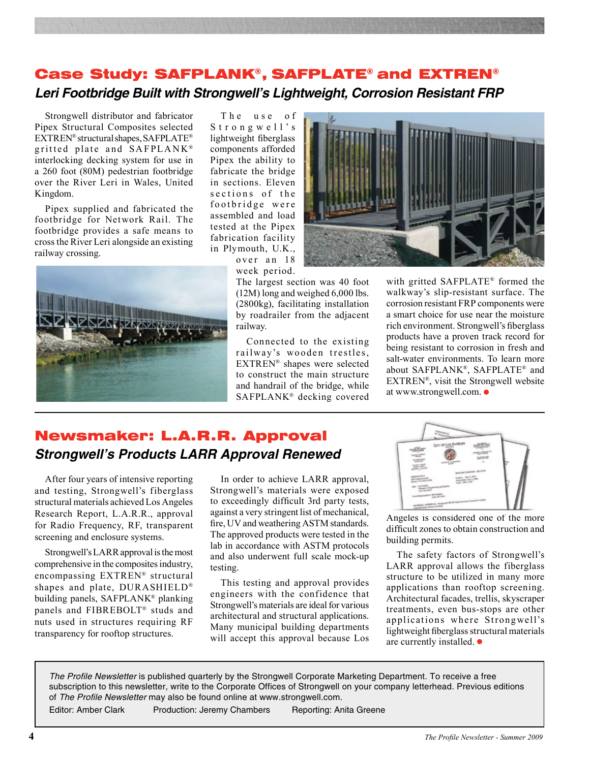## Case Study: SAFPLANK®, SAFPLATE® and EXTREN®

### *Leri Footbridge Built with Strongwell's Lightweight, Corrosion Resistant FRP*

Strongwell distributor and fabricator Pipex Structural Composites selected EXTREN® structural shapes, SAFPLATE® gritted plate and SAFPLANK® interlocking decking system for use in a 260 foot (80M) pedestrian footbridge over the River Leri in Wales, United Kingdom.

Pipex supplied and fabricated the footbridge for Network Rail. The footbridge provides a safe means to cross the River Leri alongside an existing railway crossing.

The use of Strongwell's lightweight fiberglass components afforded Pipex the ability to fabricate the bridge in sections. Eleven sections of the footbridge were assembled and load tested at the Pipex fabrication facility in Plymouth, U.K., over an 18 week period. The largest section was 40 foot (12M) long and weighed 6,000 lbs. (2800kg), facilitating installation by roadrailer from the adjacent railway.

Connected to the existing railway's wooden trestles, EXTREN® shapes were selected to construct the main structure and handrail of the bridge, while SAFPLANK® decking covered with gritted SAFPLATE® formed the walkway's slip-resistant surface. The corrosion resistant FRP components were a smart choice for use near the moisture rich environment. Strongwell's fiberglass products have a proven track record for being resistant to corrosion in fresh and salt-water environments. To learn more about SAFPLANK®, SAFPLATE® and EXTREN®, visit the Strongwell website at www.strongwell.com. ●

## Newsmaker: L.A.R.R. Approval

### *Strongwell's Products LARR Approval Renewed*

After four years of intensive reporting and testing, Strongwell's fiberglass structural materials achieved Los Angeles Research Report, L.A.R.R., approval for Radio Frequency, RF, transparent screening and enclosure systems.

Strongwell's LARR approval is the most comprehensive in the composites industry, encompassing EXTREN® structural shapes and plate, DURASHIELD® building panels, SAFPLANK® planking panels and FIBREBOLT® studs and nuts used in structures requiring RF transparency for rooftop structures.

In order to achieve LARR approval, Strongwell's materials were exposed to exceedingly difficult 3rd party tests, against a very stringent list of mechanical, fire, UV and weathering ASTM standards. The approved products were tested in the lab in accordance with ASTM protocols and also underwent full scale mock-up testing.

This testing and approval provides engineers with the confidence that Strongwell's materials are ideal for various architectural and structural applications. Many municipal building departments will accept this approval because Los Angeles is considered one of the more difficult zones to obtain construction and building permits.

The safety factors of Strongwell's LARR approval allows the fiberglass structure to be utilized in many more applications than rooftop screening. Architectural facades, trellis, skyscraper treatments, even bus-stops are other applications where Strongwell's lightweight fiberglass structural materials are currently installed. ●

*The Profile Newsletter* is published quarterly by the Strongwell Corporate Marketing Department. To receive a free subscription to this newsletter, write to the Corporate Offices of Strongwell on your company letterhead. Previous editions of *The Profile Newsletter* may also be found online at www.strongwell.com.

Editor: Amber Clark     Production: Jeremy Chambers     Reporting: Anita Greene